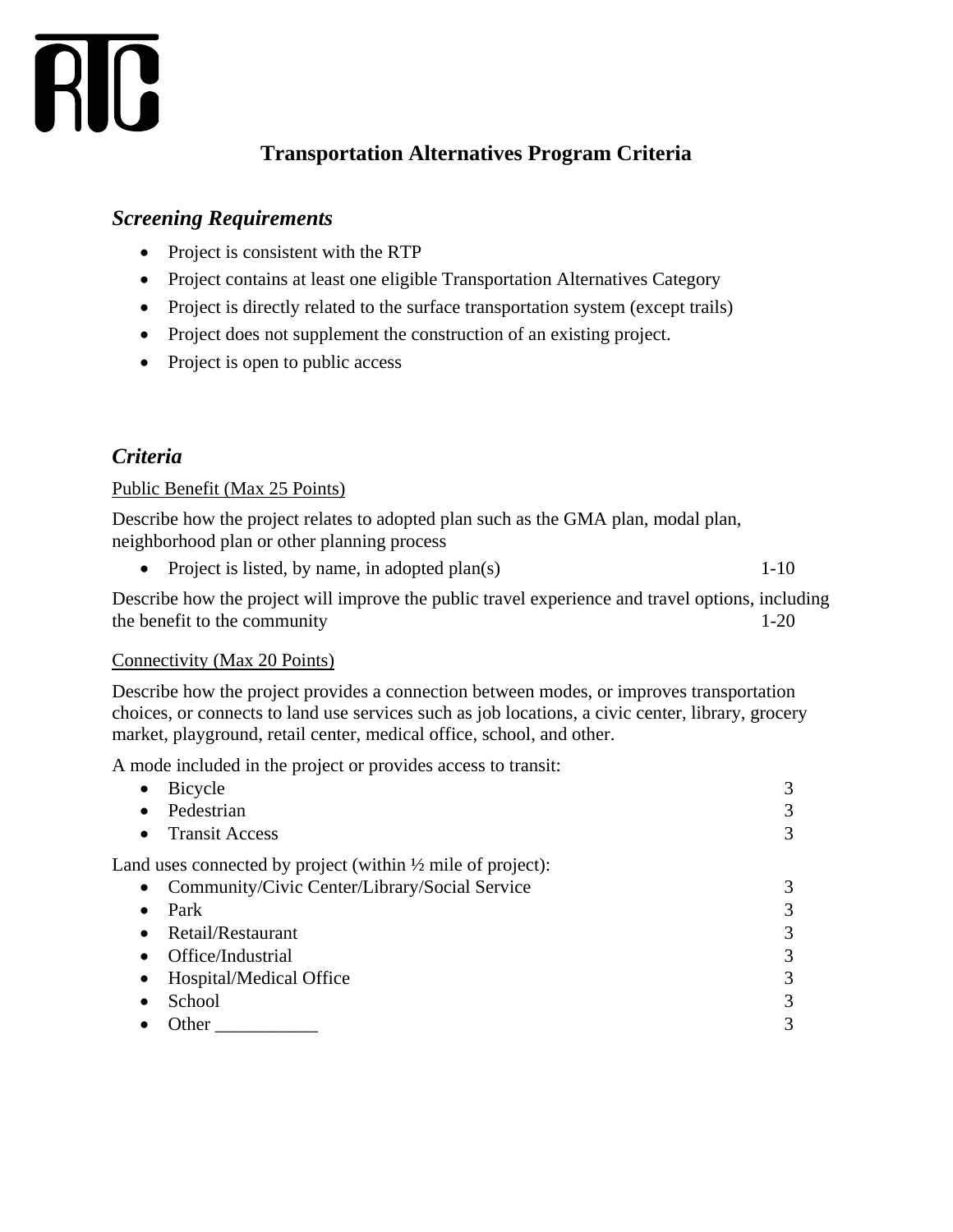RTC

# Transportation Alternatives Program Criteria

## *Screening Requirements*

- Project is consistent with the RTP
- Project contains at least one eligible Transportation Alternatives Category
- Project is directly related to the surface transportation system (except trails)
- Project does not supplement the construction of an existing project.
- Project is open to public access

## *Criteria*

Public Benefit (Max 25 Points)

Describe how the project relates to adopted plan such as the GMA plan, modal plan, neighborhood plan or other planning process

- Project is listed, by name, in adopted plan(s) 1-10

Describe how the project will improve the public travel experience and travel options, including the benefit to the community 1-20

Connectivity (Max 20 Points)

Describe how the project provides a connection between modes, or improves transportation choices, or connects to land use services such as job locations, a civic center, library, grocery market, playground, retail center, medical office, school, and other.

A mode included in the project or provides access to transit:

- Bicycle 3
- Pedestrian 3
- Transit Access 3

Land uses connected by project (within ½ mile of project):

- Community/Civic Center/Library/Social Service 3
- Park 3
- Retail/Restaurant 3
- Office/Industrial 3
- Hospital/Medical Office 3
- School 3
- Other ___________ 3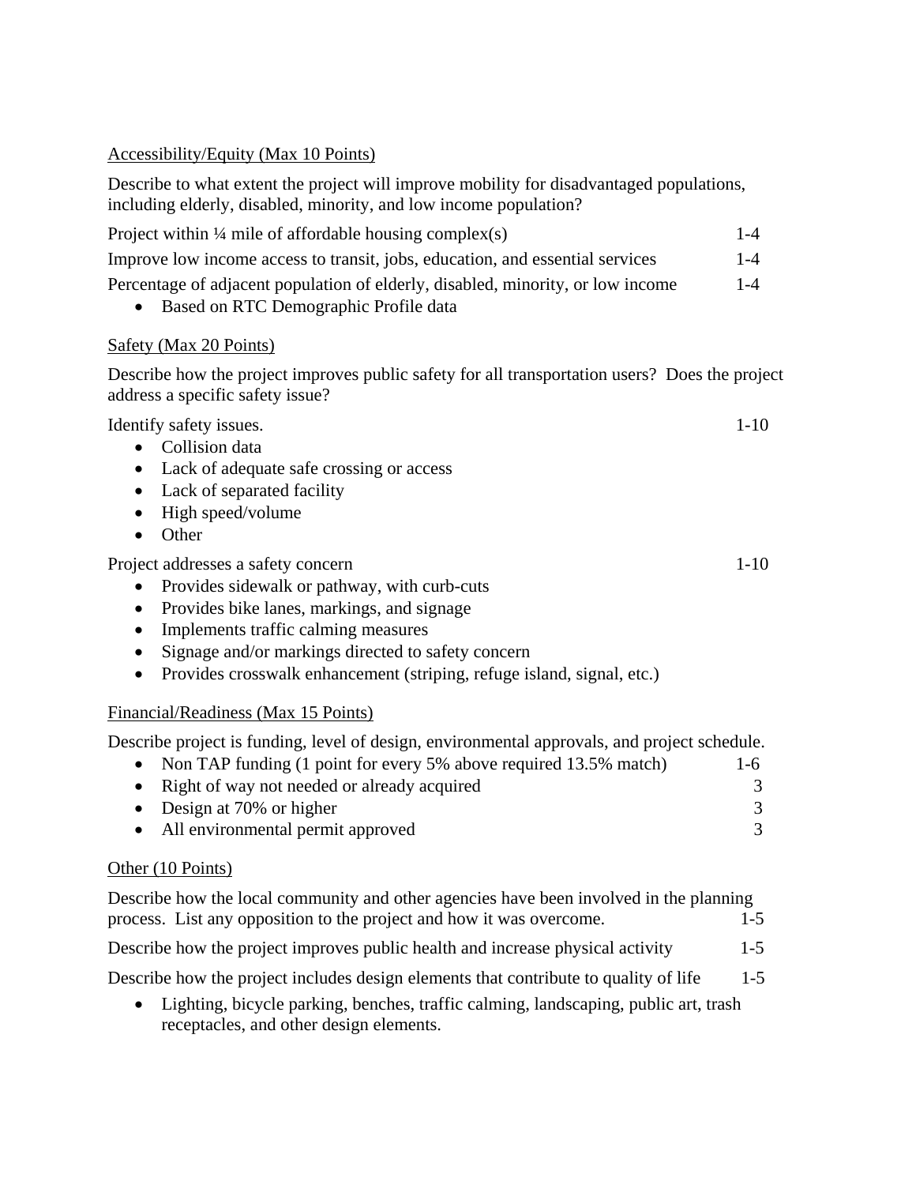Accessibility/Equity (Max 10 Points)

Describe to what extent the project will improve mobility for disadvantaged populations, including elderly, disabled, minority, and low income population?

Project within ¼ mile of affordable housing complex(s) 1-4

Improve low income access to transit, jobs, education, and essential services 1-4

Percentage of adjacent population of elderly, disabled, minority, or low income 1-4

- Based on RTC Demographic Profile data

Safety (Max 20 Points)

Describe how the project improves public safety for all transportation users? Does the project address a specific safety issue?

Identify safety issues. 1-10

- Collision data
- Lack of adequate safe crossing or access
- Lack of separated facility
- High speed/volume
- Other

Project addresses a safety concern 1-10

- Provides sidewalk or pathway, with curb-cuts
- Provides bike lanes, markings, and signage
- Implements traffic calming measures
- Signage and/or markings directed to safety concern
- Provides crosswalk enhancement (striping, refuge island, signal, etc.)

Financial/Readiness (Max 15 Points)

Describe project is funding, level of design, environmental approvals, and project schedule.

- Non TAP funding (1 point for every 5% above required 13.5% match) 1-6
- Right of way not needed or already acquired 3
- Design at 70% or higher 3
- All environmental permit approved 3

Other (10 Points)

Describe how the local community and other agencies have been involved in the planning process. List any opposition to the project and how it was overcome. 1-5

Describe how the project improves public health and increase physical activity 1-5

Describe how the project includes design elements that contribute to quality of life 1-5

- Lighting, bicycle parking, benches, traffic calming, landscaping, public art, trash receptacles, and other design elements.